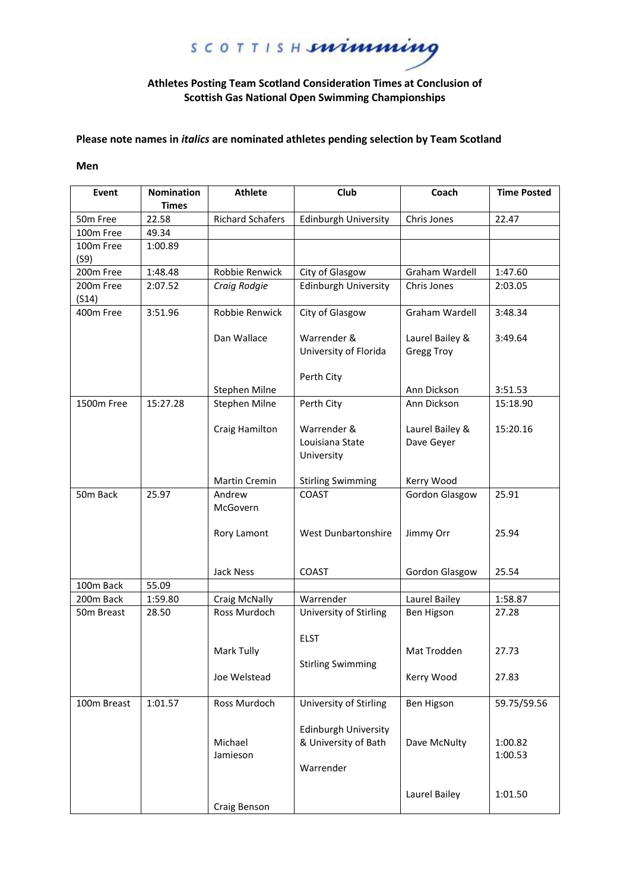SCOTTISH swimming

**Athletes Posting Team Scotland Consideration Times at Conclusion of Scottish Gas National Open Swimming Championships**

**Please note names in *italics* are nominated athletes pending selection by Team Scotland**

**Men**

| Event | Nomination Times | Athlete | Club | Coach | Time Posted |
|---|---|---|---|---|---|
| 50m Free | 22.58 | Richard Schafers | Edinburgh University | Chris Jones | 22.47 |
| 100m Free | 49.34 | | | | |
| 100m Free (S9) | 1:00.89 | | | | |
| 200m Free | 1:48.48 | Robbie Renwick | City of Glasgow | Graham Wardell | 1:47.60 |
| 200m Free (S14) | 2:07.52 | *Craig Rodgie* | Edinburgh University | Chris Jones | 2:03.05 |
| 400m Free | 3:51.96 | Robbie Renwick | City of Glasgow | Graham Wardell | 3:48.34 |
| | | Dan Wallace | Warrender & University of Florida | Laurel Bailey & Gregg Troy | 3:49.64 |
| | | Stephen Milne | Perth City | Ann Dickson | 3:51.53 |
| 1500m Free | 15:27.28 | Stephen Milne | Perth City | Ann Dickson | 15:18.90 |
| | | Craig Hamilton | Warrender & Louisiana State University | Laurel Bailey & Dave Geyer | 15:20.16 |
| | | Martin Cremin | Stirling Swimming | Kerry Wood | |
| 50m Back | 25.97 | Andrew McGovern | COAST | Gordon Glasgow | 25.91 |
| | | Rory Lamont | West Dunbartonshire | Jimmy Orr | 25.94 |
| | | Jack Ness | COAST | Gordon Glasgow | 25.54 |
| 100m Back | 55.09 | | | | |
| 200m Back | 1:59.80 | Craig McNally | Warrender | Laurel Bailey | 1:58.87 |
| 50m Breast | 28.50 | Ross Murdoch | University of Stirling | Ben Higson | 27.28 |
| | | Mark Tully | ELST | Mat Trodden | 27.73 |
| | | Joe Welstead | Stirling Swimming | Kerry Wood | 27.83 |
| 100m Breast | 1:01.57 | Ross Murdoch | University of Stirling | Ben Higson | 59.75/59.56 |
| | | Michael Jamieson | Edinburgh University & University of Bath | Dave McNulty | 1:00.82 1:00.53 |
| | | Craig Benson | Warrender | Laurel Bailey | 1:01.50 |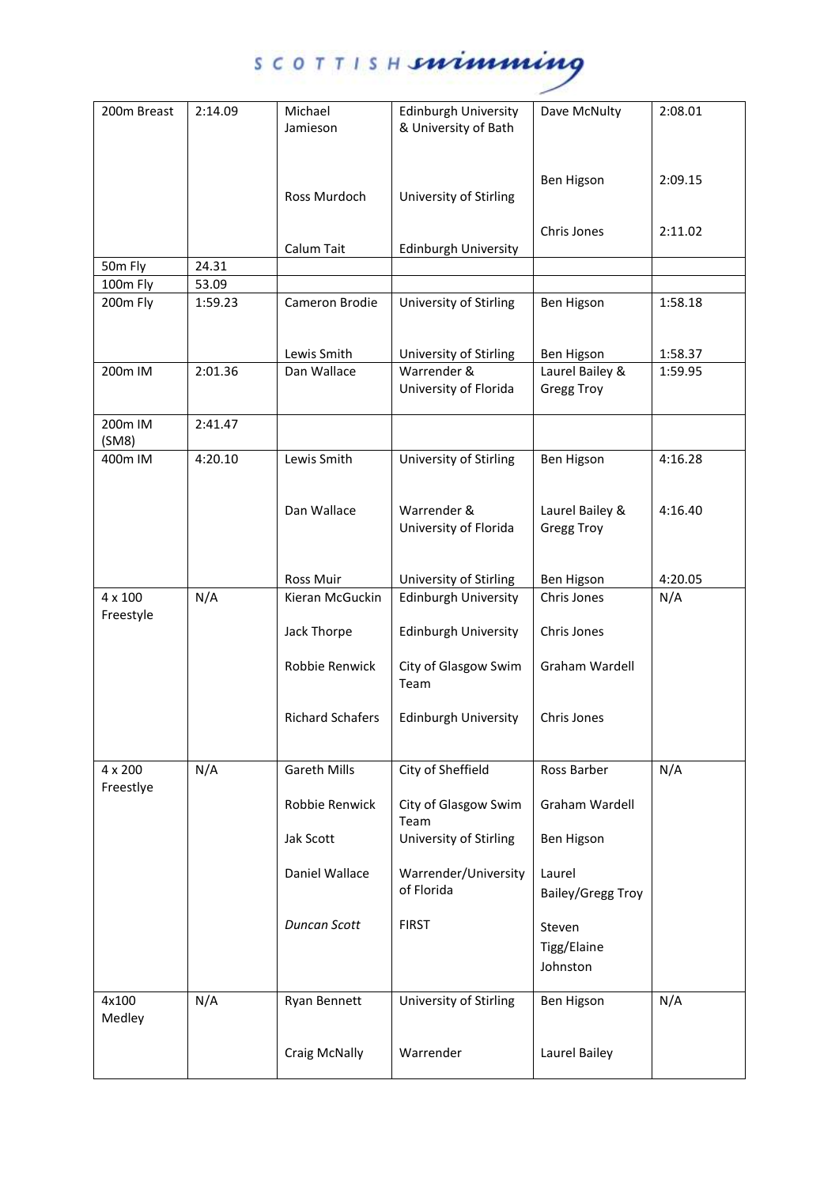| | | | | | |
|---|---|---|---|---|---|
| 200m Breast | 2:14.09 | Michael Jamieson | Edinburgh University & University of Bath | Dave McNulty | 2:08.01 |
| | | Ross Murdoch | University of Stirling | Ben Higson | 2:09.15 |
| | | Calum Tait | Edinburgh University | Chris Jones | 2:11.02 |
| 50m Fly | 24.31 | | | | |
| 100m Fly | 53.09 | | | | |
| 200m Fly | 1:59.23 | Cameron Brodie | University of Stirling | Ben Higson | 1:58.18 |
| | | Lewis Smith | University of Stirling | Ben Higson | 1:58.37 |
| 200m IM | 2:01.36 | Dan Wallace | Warrender & University of Florida | Laurel Bailey & Gregg Troy | 1:59.95 |
| 200m IM (SM8) | 2:41.47 | | | | |
| 400m IM | 4:20.10 | Lewis Smith | University of Stirling | Ben Higson | 4:16.28 |
| | | Dan Wallace | Warrender & University of Florida | Laurel Bailey & Gregg Troy | 4:16.40 |
| | | Ross Muir | University of Stirling | Ben Higson | 4:20.05 |
| 4 x 100 Freestyle | N/A | Kieran McGuckin | Edinburgh University | Chris Jones | N/A |
| | | Jack Thorpe | Edinburgh University | Chris Jones | |
| | | Robbie Renwick | City of Glasgow Swim Team | Graham Wardell | |
| | | Richard Schafers | Edinburgh University | Chris Jones | |
| 4 x 200 Freestyle | N/A | Gareth Mills | City of Sheffield | Ross Barber | N/A |
| | | Robbie Renwick | City of Glasgow Swim Team | Graham Wardell | |
| | | Jak Scott | University of Stirling | Ben Higson | |
| | | Daniel Wallace | Warrender/University of Florida | Laurel Bailey/Gregg Troy | |
| | | *Duncan Scott* | FIRST | Steven Tigg/Elaine Johnston | |
| 4x100 Medley | N/A | Ryan Bennett | University of Stirling | Ben Higson | N/A |
| | | Craig McNally | Warrender | Laurel Bailey | |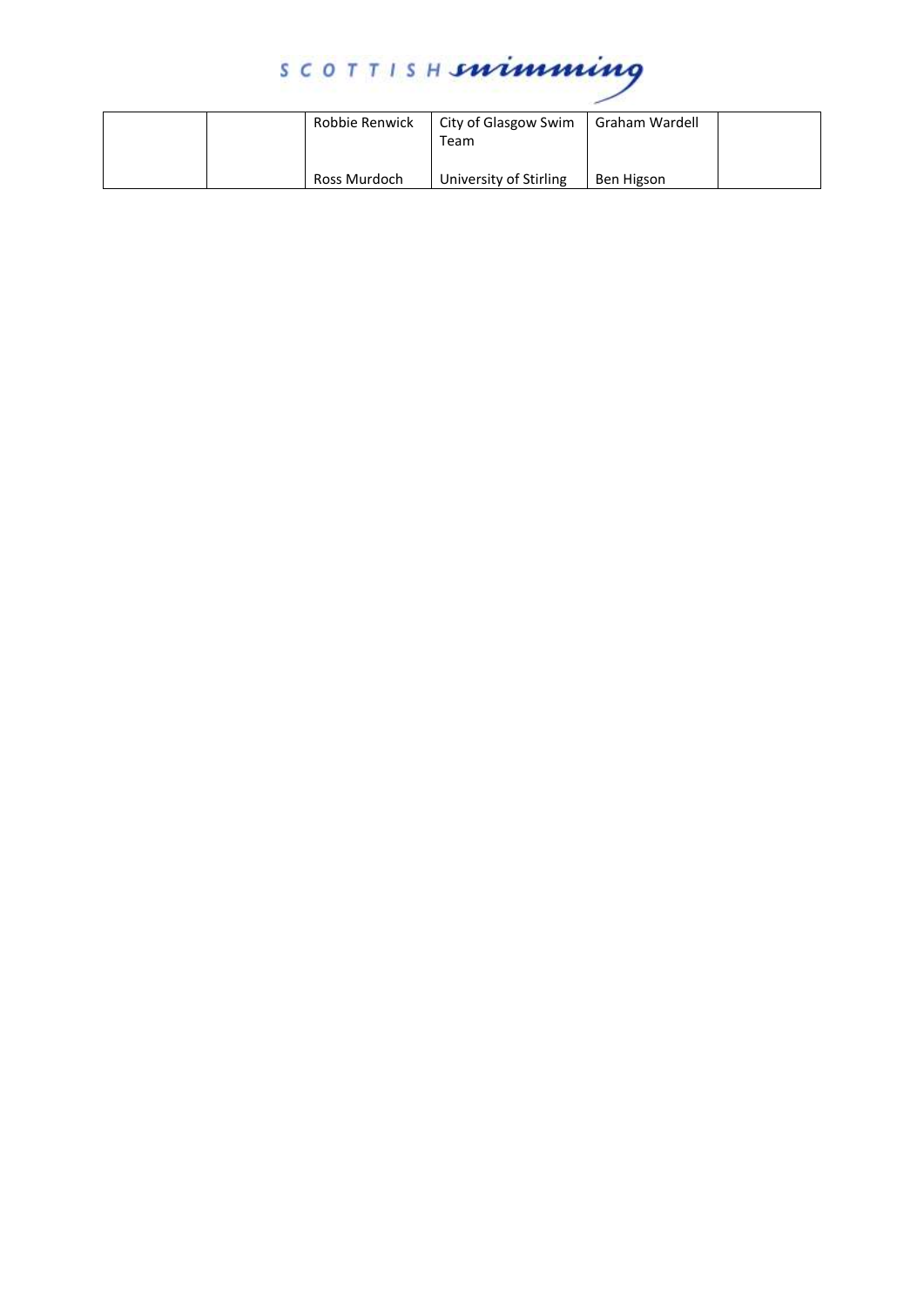| | | | | | |
|---|---|---|---|---|---|
| | | Robbie Renwick | City of Glasgow Swim Team | Graham Wardell | |
| | | Ross Murdoch | University of Stirling | Ben Higson | |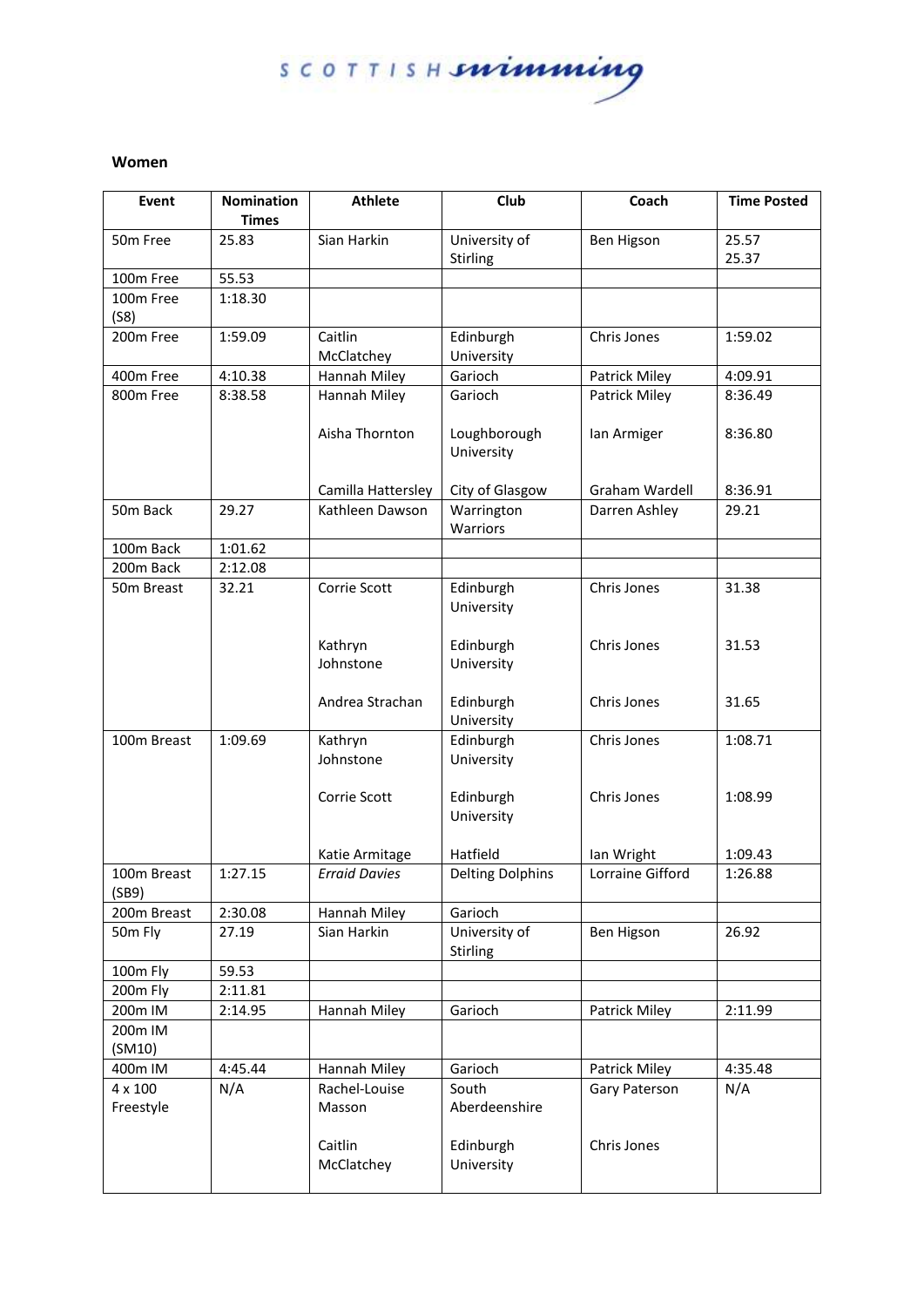**Women**

| Event | Nomination Times | Athlete | Club | Coach | Time Posted |
|---|---|---|---|---|---|
| 50m Free | 25.83 | Sian Harkin | University of Stirling | Ben Higson | 25.57<br>25.37 |
| 100m Free | 55.53 | | | | |
| 100m Free (S8) | 1:18.30 | | | | |
| 200m Free | 1:59.09 | Caitlin McClatchey | Edinburgh University | Chris Jones | 1:59.02 |
| 400m Free | 4:10.38 | Hannah Miley | Garioch | Patrick Miley | 4:09.91 |
| 800m Free | 8:38.58 | Hannah Miley<br><br>Aisha Thornton<br><br>Camilla Hattersley | Garioch<br><br>Loughborough University<br><br>City of Glasgow | Patrick Miley<br><br>Ian Armiger<br><br>Graham Wardell | 8:36.49<br><br>8:36.80<br><br>8:36.91 |
| 50m Back | 29.27 | Kathleen Dawson | Warrington Warriors | Darren Ashley | 29.21 |
| 100m Back | 1:01.62 | | | | |
| 200m Back | 2:12.08 | | | | |
| 50m Breast | 32.21 | Corrie Scott<br><br>Kathryn Johnstone<br><br>Andrea Strachan | Edinburgh University<br><br>Edinburgh University<br><br>Edinburgh University | Chris Jones<br><br>Chris Jones<br><br>Chris Jones | 31.38<br><br>31.53<br><br>31.65 |
| 100m Breast | 1:09.69 | Kathryn Johnstone<br><br>Corrie Scott<br><br>Katie Armitage | Edinburgh University<br><br>Edinburgh University<br><br>Hatfield | Chris Jones<br><br>Chris Jones<br><br>Ian Wright | 1:08.71<br><br>1:08.99<br><br>1:09.43 |
| 100m Breast (SB9) | 1:27.15 | *Erraid Davies* | Delting Dolphins | Lorraine Gifford | 1:26.88 |
| 200m Breast | 2:30.08 | Hannah Miley | Garioch | | |
| 50m Fly | 27.19 | Sian Harkin | University of Stirling | Ben Higson | 26.92 |
| 100m Fly | 59.53 | | | | |
| 200m Fly | 2:11.81 | | | | |
| 200m IM | 2:14.95 | Hannah Miley | Garioch | Patrick Miley | 2:11.99 |
| 200m IM (SM10) | | | | | |
| 400m IM | 4:45.44 | Hannah Miley | Garioch | Patrick Miley | 4:35.48 |
| 4 x 100 Freestyle | N/A | Rachel-Louise Masson<br><br>Caitlin McClatchey | South Aberdeenshire<br><br>Edinburgh University | Gary Paterson<br><br>Chris Jones | N/A |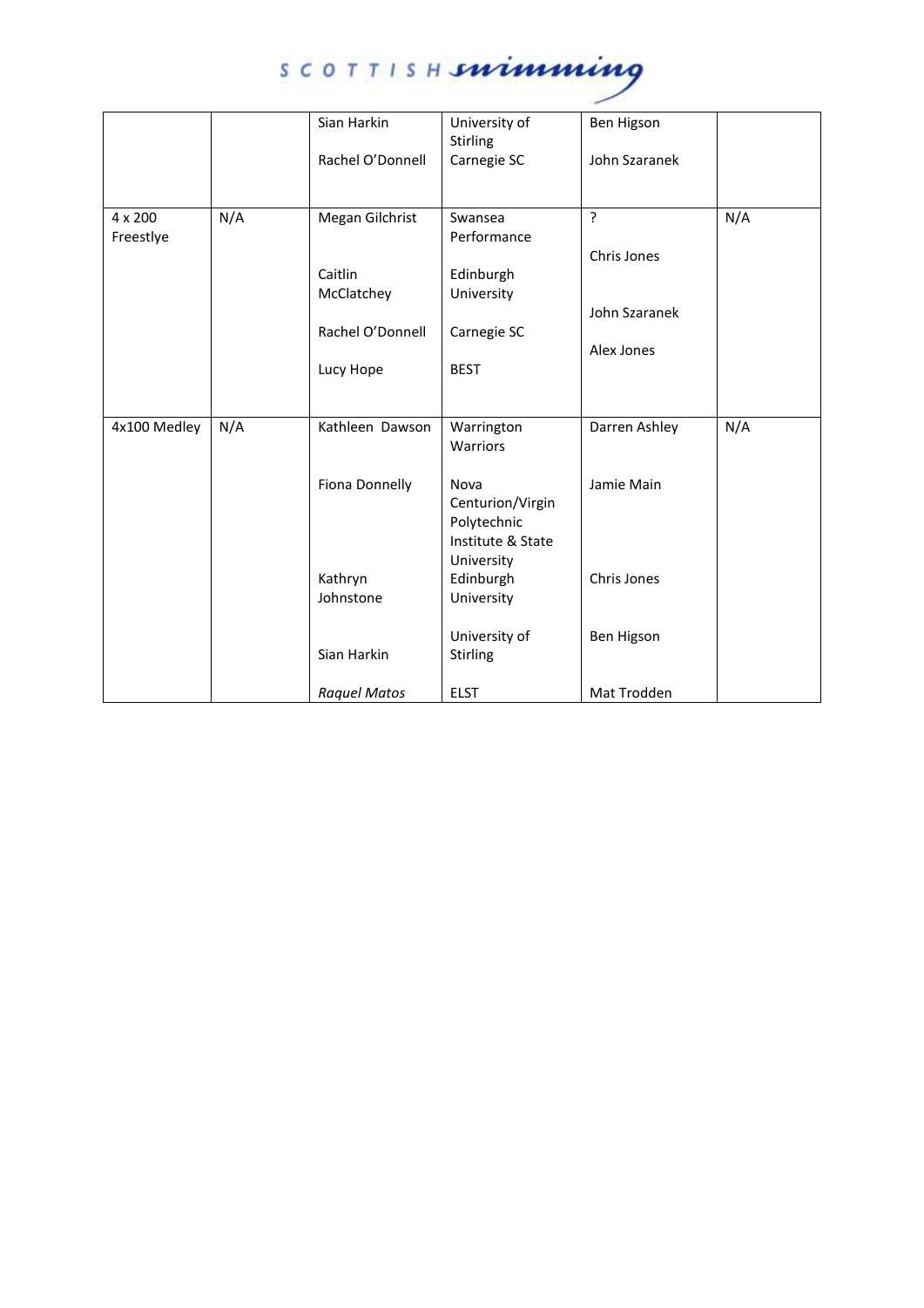| | | | | | |
|---|---|---|---|---|---|
| | | Sian Harkin<br><br>Rachel O'Donnell | University of Stirling<br><br>Carnegie SC | Ben Higson<br><br>John Szaranek | |
| 4 x 200 Freestlye | N/A | Megan Gilchrist<br><br>Caitlin McClatchey<br><br>Rachel O'Donnell<br><br>Lucy Hope | Swansea Performance<br><br>Edinburgh University<br><br>Carnegie SC<br><br>BEST | ?<br><br>Chris Jones<br><br>John Szaranek<br><br>Alex Jones | N/A |
| 4x100 Medley | N/A | Kathleen Dawson<br><br>Fiona Donnelly<br><br>Kathryn Johnstone<br><br>Sian Harkin<br><br>*Raquel Matos* | Warrington Warriors<br><br>Nova Centurion/Virgin Polytechnic Institute & State University<br><br>Edinburgh University<br><br>University of Stirling<br><br>ELST | Darren Ashley<br><br>Jamie Main<br><br>Chris Jones<br><br>Ben Higson<br><br>Mat Trodden | N/A |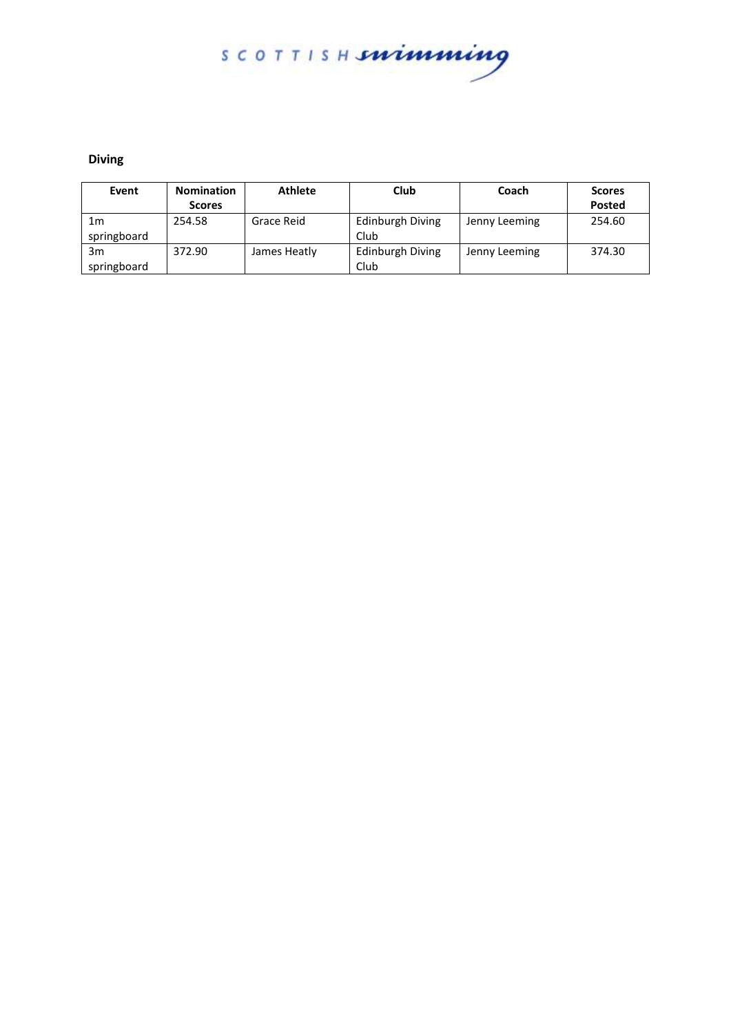**Diving**

| Event | Nomination Scores | Athlete | Club | Coach | Scores Posted |
|---|---|---|---|---|---|
| 1m springboard | 254.58 | Grace Reid | Edinburgh Diving Club | Jenny Leeming | 254.60 |
| 3m springboard | 372.90 | James Heatly | Edinburgh Diving Club | Jenny Leeming | 374.30 |